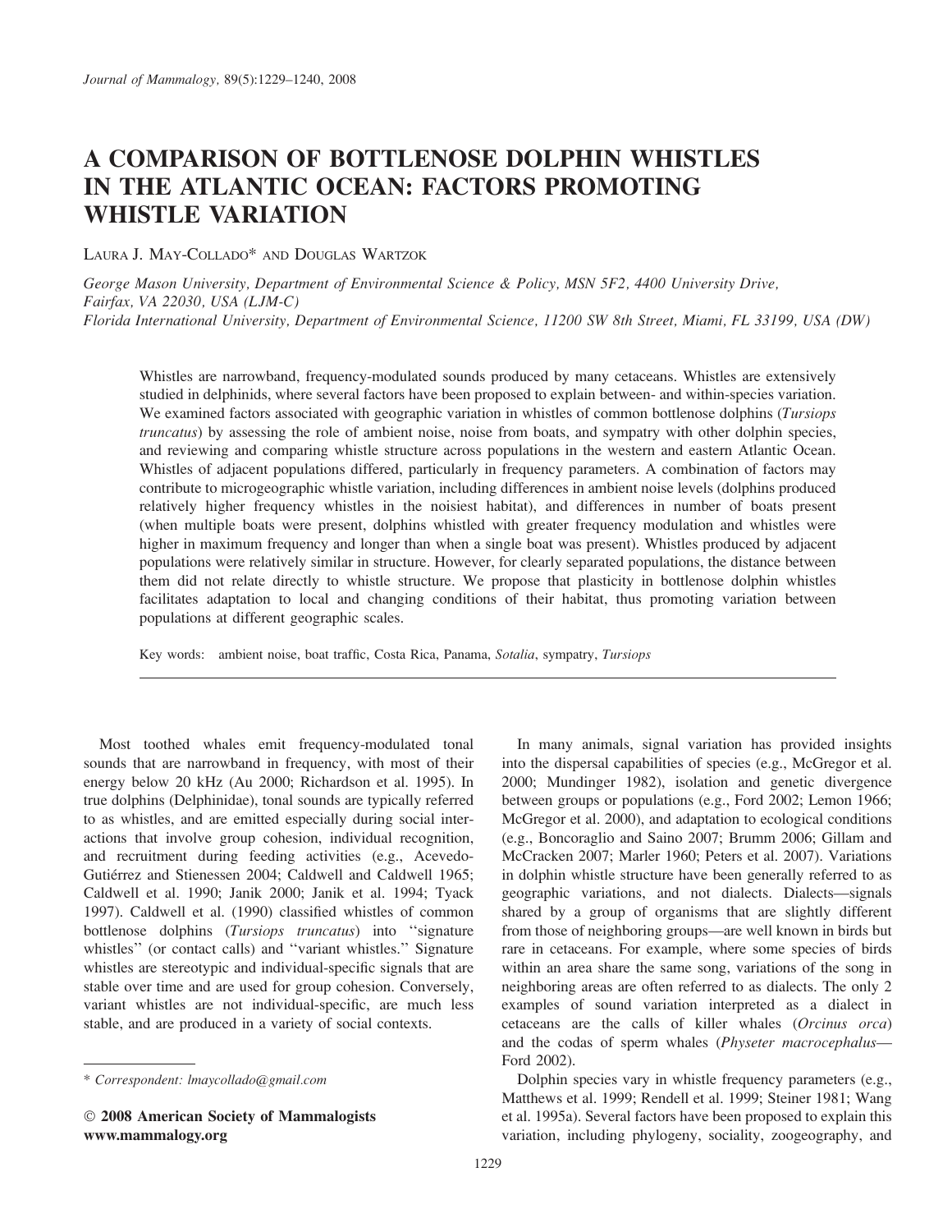# A COMPARISON OF BOTTLENOSE DOLPHIN WHISTLES IN THE ATLANTIC OCEAN: FACTORS PROMOTING WHISTLE VARIATION

LAURA J. MAY-COLLADO* AND DOUGLAS WARTZOK

*George Mason University, Department of Environmental Science & Policy, MSN 5F2, 4400 University Drive, Fairfax, VA 22030, USA (LJM-C)*
*Florida International University, Department of Environmental Science, 11200 SW 8th Street, Miami, FL 33199, USA (DW)*

Whistles are narrowband, frequency-modulated sounds produced by many cetaceans. Whistles are extensively studied in delphinids, where several factors have been proposed to explain between- and within-species variation. We examined factors associated with geographic variation in whistles of common bottlenose dolphins (*Tursiops truncatus*) by assessing the role of ambient noise, noise from boats, and sympatry with other dolphin species, and reviewing and comparing whistle structure across populations in the western and eastern Atlantic Ocean. Whistles of adjacent populations differed, particularly in frequency parameters. A combination of factors may contribute to microgeographic whistle variation, including differences in ambient noise levels (dolphins produced relatively higher frequency whistles in the noisiest habitat), and differences in number of boats present (when multiple boats were present, dolphins whistled with greater frequency modulation and whistles were higher in maximum frequency and longer than when a single boat was present). Whistles produced by adjacent populations were relatively similar in structure. However, for clearly separated populations, the distance between them did not relate directly to whistle structure. We propose that plasticity in bottlenose dolphin whistles facilitates adaptation to local and changing conditions of their habitat, thus promoting variation between populations at different geographic scales.

Key words: ambient noise, boat traffic, Costa Rica, Panama, *Sotalia*, sympatry, *Tursiops*

---

Most toothed whales emit frequency-modulated tonal sounds that are narrowband in frequency, with most of their energy below 20 kHz (Au 2000; Richardson et al. 1995). In true dolphins (Delphinidae), tonal sounds are typically referred to as whistles, and are emitted especially during social interactions that involve group cohesion, individual recognition, and recruitment during feeding activities (e.g., Acevedo-Gutiérrez and Stienessen 2004; Caldwell and Caldwell 1965; Caldwell et al. 1990; Janik 2000; Janik et al. 1994; Tyack 1997). Caldwell et al. (1990) classified whistles of common bottlenose dolphins (*Tursiops truncatus*) into ''signature whistles'' (or contact calls) and ''variant whistles.'' Signature whistles are stereotypic and individual-specific signals that are stable over time and are used for group cohesion. Conversely, variant whistles are not individual-specific, are much less stable, and are produced in a variety of social contexts.

In many animals, signal variation has provided insights into the dispersal capabilities of species (e.g., McGregor et al. 2000; Mundinger 1982), isolation and genetic divergence between groups or populations (e.g., Ford 2002; Lemon 1966; McGregor et al. 2000), and adaptation to ecological conditions (e.g., Boncoraglio and Saino 2007; Brumm 2006; Gillam and McCracken 2007; Marler 1960; Peters et al. 2007). Variations in dolphin whistle structure have been generally referred to as geographic variations, and not dialects. Dialects—signals shared by a group of organisms that are slightly different from those of neighboring groups—are well known in birds but rare in cetaceans. For example, where some species of birds within an area share the same song, variations of the song in neighboring areas are often referred to as dialects. The only 2 examples of sound variation interpreted as a dialect in cetaceans are the calls of killer whales (*Orcinus orca*) and the codas of sperm whales (*Physeter macrocephalus*—Ford 2002).

Dolphin species vary in whistle frequency parameters (e.g., Matthews et al. 1999; Rendell et al. 1999; Steiner 1981; Wang et al. 1995a). Several factors have been proposed to explain this variation, including phylogeny, sociality, zoogeography, and

---

\* *Correspondent: lmaycollado@gmail.com*

© 2008 American Society of Mammalogists
www.mammalogy.org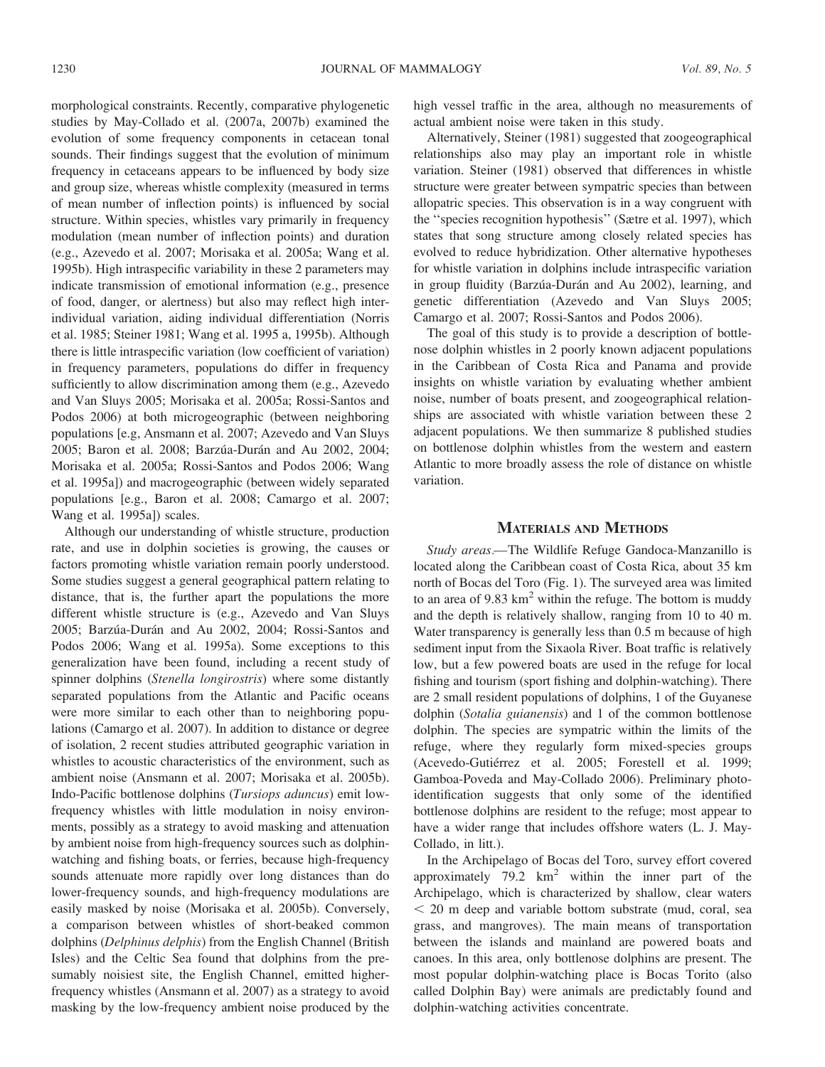morphological constraints. Recently, comparative phylogenetic studies by May-Collado et al. (2007a, 2007b) examined the evolution of some frequency components in cetacean tonal sounds. Their findings suggest that the evolution of minimum frequency in cetaceans appears to be influenced by body size and group size, whereas whistle complexity (measured in terms of mean number of inflection points) is influenced by social structure. Within species, whistles vary primarily in frequency modulation (mean number of inflection points) and duration (e.g., Azevedo et al. 2007; Morisaka et al. 2005a; Wang et al. 1995b). High intraspecific variability in these 2 parameters may indicate transmission of emotional information (e.g., presence of food, danger, or alertness) but also may reflect high inter-individual variation, aiding individual differentiation (Norris et al. 1985; Steiner 1981; Wang et al. 1995 a, 1995b). Although there is little intraspecific variation (low coefficient of variation) in frequency parameters, populations do differ in frequency sufficiently to allow discrimination among them (e.g., Azevedo and Van Sluys 2005; Morisaka et al. 2005a; Rossi-Santos and Podos 2006) at both microgeographic (between neighboring populations [e.g, Ansmann et al. 2007; Azevedo and Van Sluys 2005; Baron et al. 2008; Barzúa-Durán and Au 2002, 2004; Morisaka et al. 2005a; Rossi-Santos and Podos 2006; Wang et al. 1995a]) and macrogeographic (between widely separated populations [e.g., Baron et al. 2008; Camargo et al. 2007; Wang et al. 1995a]) scales.

Although our understanding of whistle structure, production rate, and use in dolphin societies is growing, the causes or factors promoting whistle variation remain poorly understood. Some studies suggest a general geographical pattern relating to distance, that is, the further apart the populations the more different whistle structure is (e.g., Azevedo and Van Sluys 2005; Barzúa-Durán and Au 2002, 2004; Rossi-Santos and Podos 2006; Wang et al. 1995a). Some exceptions to this generalization have been found, including a recent study of spinner dolphins (*Stenella longirostris*) where some distantly separated populations from the Atlantic and Pacific oceans were more similar to each other than to neighboring populations (Camargo et al. 2007). In addition to distance or degree of isolation, 2 recent studies attributed geographic variation in whistles to acoustic characteristics of the environment, such as ambient noise (Ansmann et al. 2007; Morisaka et al. 2005b). Indo-Pacific bottlenose dolphins (*Tursiops aduncus*) emit low-frequency whistles with little modulation in noisy environments, possibly as a strategy to avoid masking and attenuation by ambient noise from high-frequency sources such as dolphin-watching and fishing boats, or ferries, because high-frequency sounds attenuate more rapidly over long distances than do lower-frequency sounds, and high-frequency modulations are easily masked by noise (Morisaka et al. 2005b). Conversely, a comparison between whistles of short-beaked common dolphins (*Delphinus delphis*) from the English Channel (British Isles) and the Celtic Sea found that dolphins from the presumably noisiest site, the English Channel, emitted higher-frequency whistles (Ansmann et al. 2007) as a strategy to avoid masking by the low-frequency ambient noise produced by the high vessel traffic in the area, although no measurements of actual ambient noise were taken in this study.

Alternatively, Steiner (1981) suggested that zoogeographical relationships also may play an important role in whistle variation. Steiner (1981) observed that differences in whistle structure were greater between sympatric species than between allopatric species. This observation is in a way congruent with the "species recognition hypothesis" (Sætre et al. 1997), which states that song structure among closely related species has evolved to reduce hybridization. Other alternative hypotheses for whistle variation in dolphins include intraspecific variation in group fluidity (Barzúa-Durán and Au 2002), learning, and genetic differentiation (Azevedo and Van Sluys 2005; Camargo et al. 2007; Rossi-Santos and Podos 2006).

The goal of this study is to provide a description of bottlenose dolphin whistles in 2 poorly known adjacent populations in the Caribbean of Costa Rica and Panama and provide insights on whistle variation by evaluating whether ambient noise, number of boats present, and zoogeographical relationships are associated with whistle variation between these 2 adjacent populations. We then summarize 8 published studies on bottlenose dolphin whistles from the western and eastern Atlantic to more broadly assess the role of distance on whistle variation.

## Materials and Methods

*Study areas.*—The Wildlife Refuge Gandoca-Manzanillo is located along the Caribbean coast of Costa Rica, about 35 km north of Bocas del Toro (Fig. 1). The surveyed area was limited to an area of 9.83 $km^2$ within the refuge. The bottom is muddy and the depth is relatively shallow, ranging from 10 to 40 m. Water transparency is generally less than 0.5 m because of high sediment input from the Sixaola River. Boat traffic is relatively low, but a few powered boats are used in the refuge for local fishing and tourism (sport fishing and dolphin-watching). There are 2 small resident populations of dolphins, 1 of the Guyanese dolphin (*Sotalia guianensis*) and 1 of the common bottlenose dolphin. The species are sympatric within the limits of the refuge, where they regularly form mixed-species groups (Acevedo-Gutiérrez et al. 2005; Forestell et al. 1999; Gamboa-Poveda and May-Collado 2006). Preliminary photo-identification suggests that only some of the identified bottlenose dolphins are resident to the refuge; most appear to have a wider range that includes offshore waters (L. J. May-Collado, in litt.).

In the Archipelago of Bocas del Toro, survey effort covered approximately 79.2 $km^2$ within the inner part of the Archipelago, which is characterized by shallow, clear waters $< 20$ m deep and variable bottom substrate (mud, coral, sea grass, and mangroves). The main means of transportation between the islands and mainland are powered boats and canoes. In this area, only bottlenose dolphins are present. The most popular dolphin-watching place is Bocas Torito (also called Dolphin Bay) were animals are predictably found and dolphin-watching activities concentrate.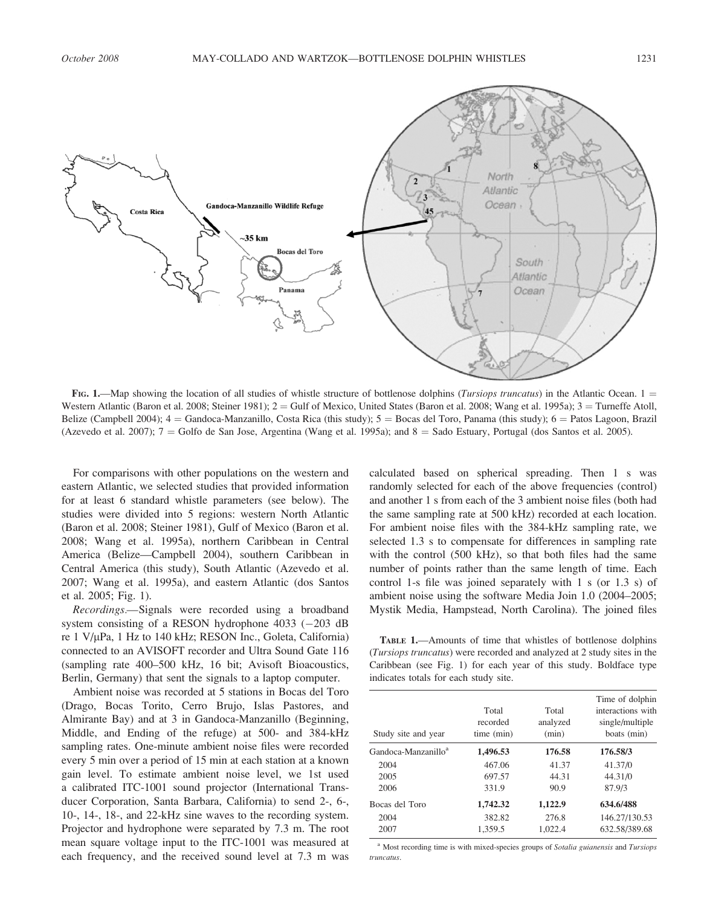FIG. 1.—Map showing the location of all studies of whistle structure of bottlenose dolphins (*Tursiops truncatus*) in the Atlantic Ocean. 1 = Western Atlantic (Baron et al. 2008; Steiner 1981); 2 = Gulf of Mexico, United States (Baron et al. 2008; Wang et al. 1995a); 3 = Turneffe Atoll, Belize (Campbell 2004); 4 = Gandoca-Manzanillo, Costa Rica (this study); 5 = Bocas del Toro, Panama (this study); 6 = Patos Lagoon, Brazil (Azevedo et al. 2007); 7 = Golfo de San Jose, Argentina (Wang et al. 1995a); and 8 = Sado Estuary, Portugal (dos Santos et al. 2005).

For comparisons with other populations on the western and eastern Atlantic, we selected studies that provided information for at least 6 standard whistle parameters (see below). The studies were divided into 5 regions: western North Atlantic (Baron et al. 2008; Steiner 1981), Gulf of Mexico (Baron et al. 2008; Wang et al. 1995a), northern Caribbean in Central America (Belize—Campbell 2004), southern Caribbean in Central America (this study), South Atlantic (Azevedo et al. 2007; Wang et al. 1995a), and eastern Atlantic (dos Santos et al. 2005; Fig. 1).

*Recordings.*—Signals were recorded using a broadband system consisting of a RESON hydrophone 4033 (−203 dB re 1 V/μPa, 1 Hz to 140 kHz; RESON Inc., Goleta, California) connected to an AVISOFT recorder and Ultra Sound Gate 116 (sampling rate 400–500 kHz, 16 bit; Avisoft Bioacoustics, Berlin, Germany) that sent the signals to a laptop computer.

Ambient noise was recorded at 5 stations in Bocas del Toro (Drago, Bocas Torito, Cerro Brujo, Islas Pastores, and Almirante Bay) and at 3 in Gandoca-Manzanillo (Beginning, Middle, and Ending of the refuge) at 500- and 384-kHz sampling rates. One-minute ambient noise files were recorded every 5 min over a period of 15 min at each station at a known gain level. To estimate ambient noise level, we 1st used a calibrated ITC-1001 sound projector (International Transducer Corporation, Santa Barbara, California) to send 2-, 6-, 10-, 14-, 18-, and 22-kHz sine waves to the recording system. Projector and hydrophone were separated by 7.3 m. The root mean square voltage input to the ITC-1001 was measured at each frequency, and the received sound level at 7.3 m was calculated based on spherical spreading. Then 1 s was randomly selected for each of the above frequencies (control) and another 1 s from each of the 3 ambient noise files (both had the same sampling rate at 500 kHz) recorded at each location. For ambient noise files with the 384-kHz sampling rate, we selected 1.3 s to compensate for differences in sampling rate with the control (500 kHz), so that both files had the same number of points rather than the same length of time. Each control 1-s file was joined separately with 1 s (or 1.3 s) of ambient noise using the software Media Join 1.0 (2004–2005; Mystik Media, Hampstead, North Carolina). The joined files

**TABLE 1.**—Amounts of time that whistles of bottlenose dolphins (*Tursiops truncatus*) were recorded and analyzed at 2 study sites in the Caribbean (see Fig. 1) for each year of this study. Boldface type indicates totals for each study site.

| Study site and year | Total recorded time (min) | Total analyzed (min) | Time of dolphin interactions with single/multiple boats (min) |
|---|---|---|---|
| Gandoca-Manzanillo[a] | **1,496.53** | **176.58** | **176.58/3** |
| 2004 | 467.06 | 41.37 | 41.37/0 |
| 2005 | 697.57 | 44.31 | 44.31/0 |
| 2006 | 331.9 | 90.9 | 87.9/3 |
| Bocas del Toro | **1,742.32** | **1,122.9** | **634.6/488** |
| 2004 | 382.82 | 276.8 | 146.27/130.53 |
| 2007 | 1,359.5 | 1,022.4 | 632.58/389.68 |

[a] Most recording time is with mixed-species groups of *Sotalia guianensis* and *Tursiops truncatus*.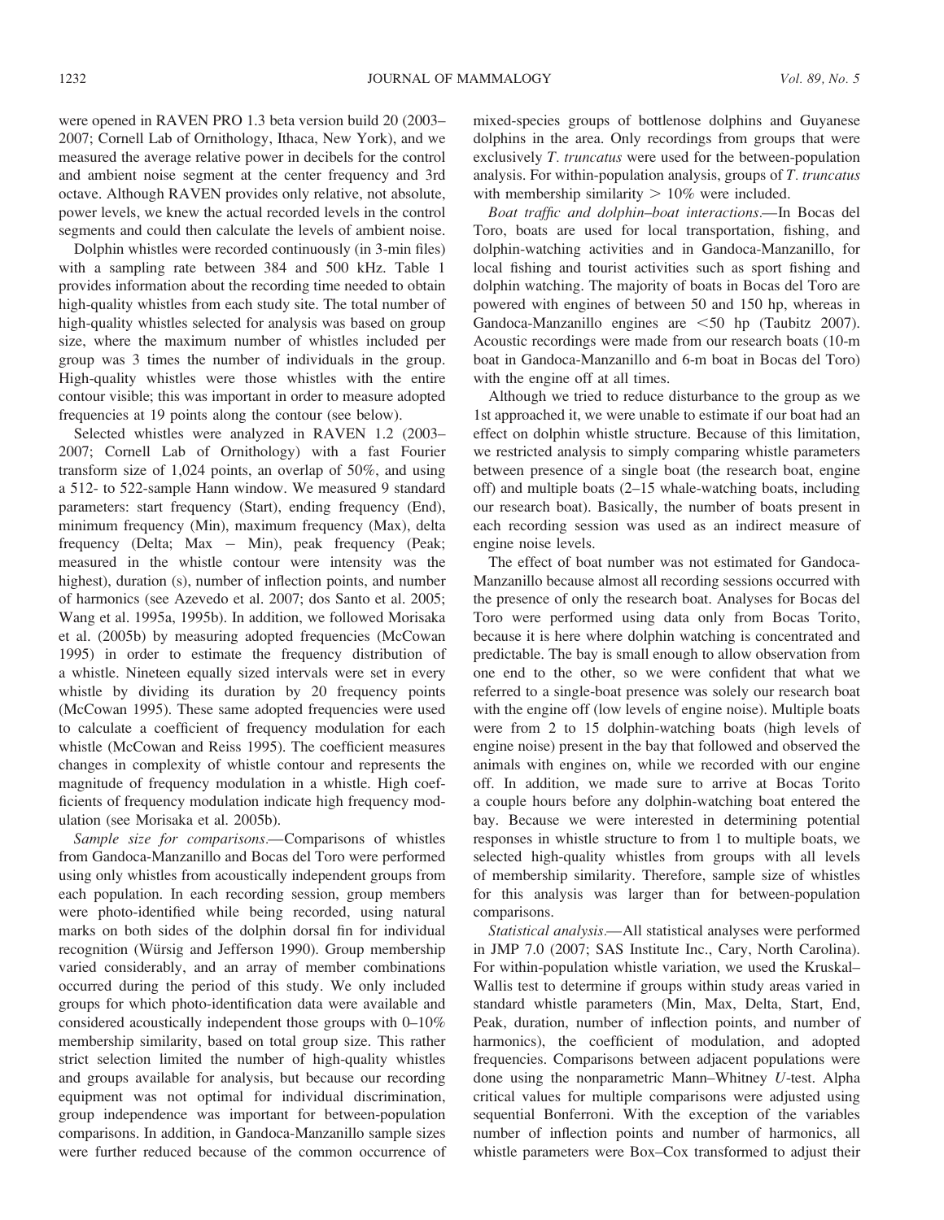were opened in RAVEN PRO 1.3 beta version build 20 (2003–2007; Cornell Lab of Ornithology, Ithaca, New York), and we measured the average relative power in decibels for the control and ambient noise segment at the center frequency and 3rd octave. Although RAVEN provides only relative, not absolute, power levels, we knew the actual recorded levels in the control segments and could then calculate the levels of ambient noise.

Dolphin whistles were recorded continuously (in 3-min files) with a sampling rate between 384 and 500 kHz. Table 1 provides information about the recording time needed to obtain high-quality whistles from each study site. The total number of high-quality whistles selected for analysis was based on group size, where the maximum number of whistles included per group was 3 times the number of individuals in the group. High-quality whistles were those whistles with the entire contour visible; this was important in order to measure adopted frequencies at 19 points along the contour (see below).

Selected whistles were analyzed in RAVEN 1.2 (2003–2007; Cornell Lab of Ornithology) with a fast Fourier transform size of 1,024 points, an overlap of 50%, and using a 512- to 522-sample Hann window. We measured 9 standard parameters: start frequency (Start), ending frequency (End), minimum frequency (Min), maximum frequency (Max), delta frequency (Delta; Max − Min), peak frequency (Peak; measured in the whistle contour were intensity was the highest), duration (s), number of inflection points, and number of harmonics (see Azevedo et al. 2007; dos Santo et al. 2005; Wang et al. 1995a, 1995b). In addition, we followed Morisaka et al. (2005b) by measuring adopted frequencies (McCowan 1995) in order to estimate the frequency distribution of a whistle. Nineteen equally sized intervals were set in every whistle by dividing its duration by 20 frequency points (McCowan 1995). These same adopted frequencies were used to calculate a coefficient of frequency modulation for each whistle (McCowan and Reiss 1995). The coefficient measures changes in complexity of whistle contour and represents the magnitude of frequency modulation in a whistle. High coefficients of frequency modulation indicate high frequency modulation (see Morisaka et al. 2005b).

*Sample size for comparisons.*—Comparisons of whistles from Gandoca-Manzanillo and Bocas del Toro were performed using only whistles from acoustically independent groups from each population. In each recording session, group members were photo-identified while being recorded, using natural marks on both sides of the dolphin dorsal fin for individual recognition (Würsig and Jefferson 1990). Group membership varied considerably, and an array of member combinations occurred during the period of this study. We only included groups for which photo-identification data were available and considered acoustically independent those groups with 0–10% membership similarity, based on total group size. This rather strict selection limited the number of high-quality whistles and groups available for analysis, but because our recording equipment was not optimal for individual discrimination, group independence was important for between-population comparisons. In addition, in Gandoca-Manzanillo sample sizes were further reduced because of the common occurrence of mixed-species groups of bottlenose dolphins and Guyanese dolphins in the area. Only recordings from groups that were exclusively *T. truncatus* were used for the between-population analysis. For within-population analysis, groups of *T. truncatus* with membership similarity > 10% were included.

*Boat traffic and dolphin–boat interactions.*—In Bocas del Toro, boats are used for local transportation, fishing, and dolphin-watching activities and in Gandoca-Manzanillo, for local fishing and tourist activities such as sport fishing and dolphin watching. The majority of boats in Bocas del Toro are powered with engines of between 50 and 150 hp, whereas in Gandoca-Manzanillo engines are <50 hp (Taubitz 2007). Acoustic recordings were made from our research boats (10-m boat in Gandoca-Manzanillo and 6-m boat in Bocas del Toro) with the engine off at all times.

Although we tried to reduce disturbance to the group as we 1st approached it, we were unable to estimate if our boat had an effect on dolphin whistle structure. Because of this limitation, we restricted analysis to simply comparing whistle parameters between presence of a single boat (the research boat, engine off) and multiple boats (2–15 whale-watching boats, including our research boat). Basically, the number of boats present in each recording session was used as an indirect measure of engine noise levels.

The effect of boat number was not estimated for Gandoca-Manzanillo because almost all recording sessions occurred with the presence of only the research boat. Analyses for Bocas del Toro were performed using data only from Bocas Torito, because it is here where dolphin watching is concentrated and predictable. The bay is small enough to allow observation from one end to the other, so we were confident that what we referred to a single-boat presence was solely our research boat with the engine off (low levels of engine noise). Multiple boats were from 2 to 15 dolphin-watching boats (high levels of engine noise) present in the bay that followed and observed the animals with engines on, while we recorded with our engine off. In addition, we made sure to arrive at Bocas Torito a couple hours before any dolphin-watching boat entered the bay. Because we were interested in determining potential responses in whistle structure to from 1 to multiple boats, we selected high-quality whistles from groups with all levels of membership similarity. Therefore, sample size of whistles for this analysis was larger than for between-population comparisons.

*Statistical analysis.*—All statistical analyses were performed in JMP 7.0 (2007; SAS Institute Inc., Cary, North Carolina). For within-population whistle variation, we used the Kruskal–Wallis test to determine if groups within study areas varied in standard whistle parameters (Min, Max, Delta, Start, End, Peak, duration, number of inflection points, and number of harmonics), the coefficient of modulation, and adopted frequencies. Comparisons between adjacent populations were done using the nonparametric Mann–Whitney *U*-test. Alpha critical values for multiple comparisons were adjusted using sequential Bonferroni. With the exception of the variables number of inflection points and number of harmonics, all whistle parameters were Box–Cox transformed to adjust their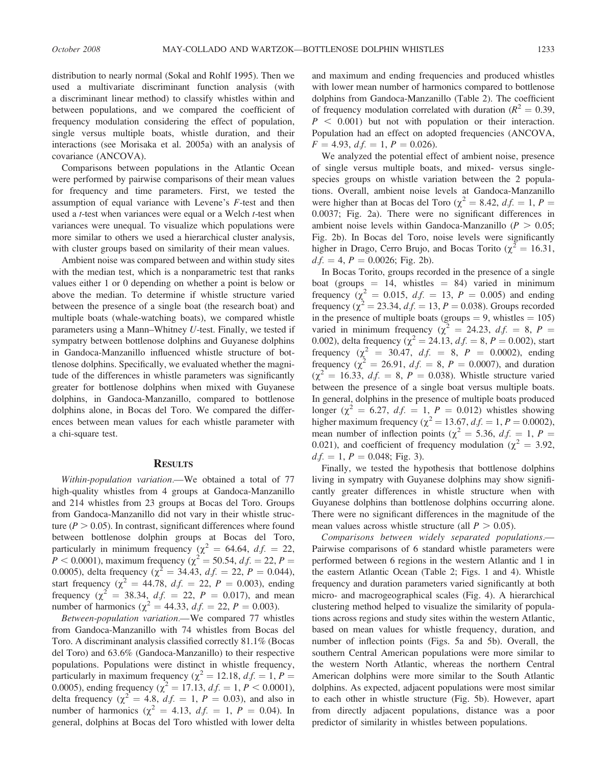distribution to nearly normal (Sokal and Rohlf 1995). Then we used a multivariate discriminant function analysis (with a discriminant linear method) to classify whistles within and between populations, and we compared the coefficient of frequency modulation considering the effect of population, single versus multiple boats, whistle duration, and their interactions (see Morisaka et al. 2005a) with an analysis of covariance (ANCOVA).

Comparisons between populations in the Atlantic Ocean were performed by pairwise comparisons of their mean values for frequency and time parameters. First, we tested the assumption of equal variance with Levene's $F$-test and then used a $t$-test when variances were equal or a Welch $t$-test when variances were unequal. To visualize which populations were more similar to others we used a hierarchical cluster analysis, with cluster groups based on similarity of their mean values.

Ambient noise was compared between and within study sites with the median test, which is a nonparametric test that ranks values either 1 or 0 depending on whether a point is below or above the median. To determine if whistle structure varied between the presence of a single boat (the research boat) and multiple boats (whale-watching boats), we compared whistle parameters using a Mann–Whitney $U$-test. Finally, we tested if sympatry between bottlenose dolphins and Guyanese dolphins in Gandoca-Manzanillo influenced whistle structure of bottlenose dolphins. Specifically, we evaluated whether the magnitude of the differences in whistle parameters was significantly greater for bottlenose dolphins when mixed with Guyanese dolphins, in Gandoca-Manzanillo, compared to bottlenose dolphins alone, in Bocas del Toro. We compared the differences between mean values for each whistle parameter with a chi-square test.

## Results

*Within-population variation.*—We obtained a total of 77 high-quality whistles from 4 groups at Gandoca-Manzanillo and 214 whistles from 23 groups at Bocas del Toro. Groups from Gandoca-Manzanillo did not vary in their whistle structure ($P > 0.05$). In contrast, significant differences where found between bottlenose dolphin groups at Bocas del Toro, particularly in minimum frequency ($\chi^2 = 64.64$, $d.f. = 22$, $P < 0.0001$), maximum frequency ($\chi^2 = 50.54$, $d.f. = 22$, $P = 0.0005$), delta frequency ($\chi^2 = 34.43$, $d.f. = 22$, $P = 0.044$), start frequency ($\chi^2 = 44.78$, $d.f. = 22$, $P = 0.003$), ending frequency ($\chi^2 = 38.34$, $d.f. = 22$, $P = 0.017$), and mean number of harmonics ($\chi^2 = 44.33$, $d.f. = 22$, $P = 0.003$).

*Between-population variation.*—We compared 77 whistles from Gandoca-Manzanillo with 74 whistles from Bocas del Toro. A discriminant analysis classified correctly 81.1% (Bocas del Toro) and 63.6% (Gandoca-Manzanillo) to their respective populations. Populations were distinct in whistle frequency, particularly in maximum frequency ($\chi^2 = 12.18$, $d.f. = 1$, $P = 0.0005$), ending frequency ($\chi^2 = 17.13$, $d.f. = 1$, $P < 0.0001$), delta frequency ($\chi^2 = 4.8$, $d.f. = 1$, $P = 0.03$), and also in number of harmonics ($\chi^2 = 4.13$, $d.f. = 1$, $P = 0.04$). In general, dolphins at Bocas del Toro whistled with lower delta and maximum and ending frequencies and produced whistles with lower mean number of harmonics compared to bottlenose dolphins from Gandoca-Manzanillo (Table 2). The coefficient of frequency modulation correlated with duration ($R^2 = 0.39$, $P < 0.001$) but not with population or their interaction. Population had an effect on adopted frequencies (ANCOVA, $F = 4.93$, $d.f. = 1$, $P = 0.026$).

We analyzed the potential effect of ambient noise, presence of single versus multiple boats, and mixed- versus single-species groups on whistle variation between the 2 populations. Overall, ambient noise levels at Gandoca-Manzanillo were higher than at Bocas del Toro ($\chi^2 = 8.42$, $d.f. = 1$, $P = 0.0037$; Fig. 2a). There were no significant differences in ambient noise levels within Gandoca-Manzanillo ($P > 0.05$; Fig. 2b). In Bocas del Toro, noise levels were significantly higher in Drago, Cerro Brujo, and Bocas Torito ($\chi^2 = 16.31$, $d.f. = 4$, $P = 0.0026$; Fig. 2b).

In Bocas Torito, groups recorded in the presence of a single boat (groups = 14, whistles = 84) varied in minimum frequency ($\chi^2 = 0.015$, $d.f. = 13$, $P = 0.005$) and ending frequency ($\chi^2 = 23.34$, $d.f. = 13$, $P = 0.038$). Groups recorded in the presence of multiple boats (groups = 9, whistles = 105) varied in minimum frequency ($\chi^2 = 24.23$, $d.f. = 8$, $P = 0.002$), delta frequency ($\chi^2 = 24.13$, $d.f. = 8$, $P = 0.002$), start frequency ($\chi^2 = 30.47$, $d.f. = 8$, $P = 0.0002$), ending frequency ($\chi^2 = 26.91$, $d.f. = 8$, $P = 0.0007$), and duration ($\chi^2 = 16.33$, $d.f. = 8$, $P = 0.038$). Whistle structure varied between the presence of a single boat versus multiple boats. In general, dolphins in the presence of multiple boats produced longer ($\chi^2 = 6.27$, $d.f. = 1$, $P = 0.012$) whistles showing higher maximum frequency ($\chi^2 = 13.67$, $d.f. = 1$, $P = 0.0002$), mean number of inflection points ($\chi^2 = 5.36$, $d.f. = 1$, $P = 0.021$), and coefficient of frequency modulation ($\chi^2 = 3.92$, $d.f. = 1$, $P = 0.048$; Fig. 3).

Finally, we tested the hypothesis that bottlenose dolphins living in sympatry with Guyanese dolphins may show significantly greater differences in whistle structure when with Guyanese dolphins than bottlenose dolphins occurring alone. There were no significant differences in the magnitude of the mean values across whistle structure (all $P > 0.05$).

*Comparisons between widely separated populations.*—Pairwise comparisons of 6 standard whistle parameters were performed between 6 regions in the western Atlantic and 1 in the eastern Atlantic Ocean (Table 2; Figs. 1 and 4). Whistle frequency and duration parameters varied significantly at both micro- and macrogeographical scales (Fig. 4). A hierarchical clustering method helped to visualize the similarity of populations across regions and study sites within the western Atlantic, based on mean values for whistle frequency, duration, and number of inflection points (Figs. 5a and 5b). Overall, the southern Central American populations were more similar to the western North Atlantic, whereas the northern Central American dolphins were more similar to the South Atlantic dolphins. As expected, adjacent populations were most similar to each other in whistle structure (Fig. 5b). However, apart from directly adjacent populations, distance was a poor predictor of similarity in whistles between populations.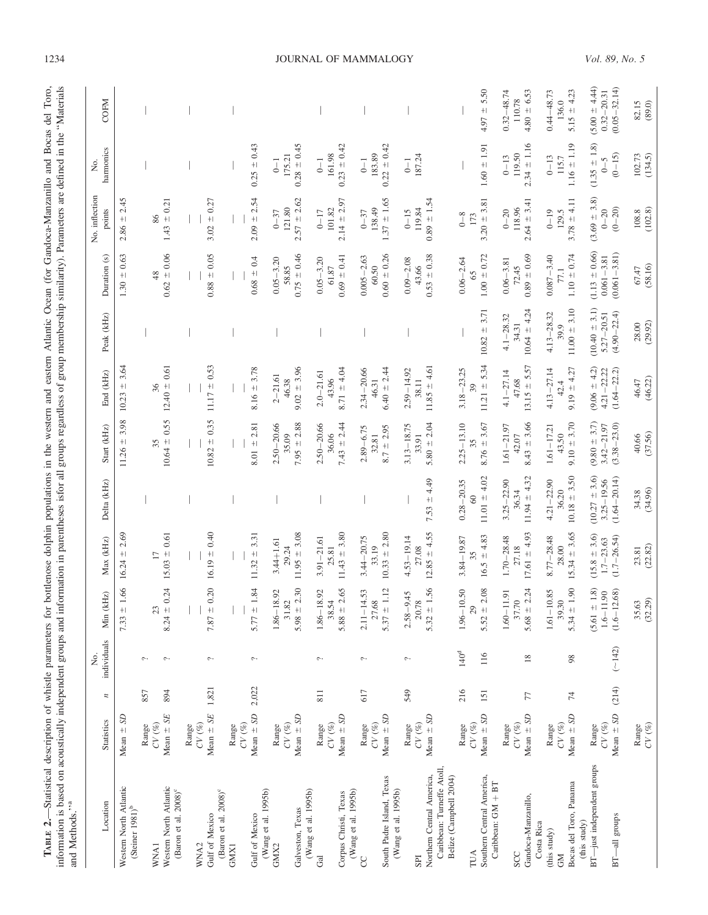**TABLE 2.**—Statistical description of whistle parameters for bottlenose dolphin populations in the western and eastern Atlantic Ocean (for Gandoca-Manzanillo and Bocas del Toro, information is based on acoustically independent groups and information in parentheses isfor all groups regardless of group membership similarity). Parameters are defined in the "Materials and Methods."[a]

| Location | Statistics | *n* | No. individuals | Min (kHz) | Max (kHz) | Delta (kHz) | Start (kHz) | End (kHz) | Peak (kHz) | Duration (s) | No. inflection points | No. harmonics | COFM |
|---|---|---|---|---|---|---|---|---|---|---|---|---|---|
| Western North Atlantic (Steiner 1981)[b] | Mean ± *SD* | | | 7.33 ± 1.66 | 16.24 ± 2.69 | | 11.26 ± 3.98 | 10.23 ± 3.64 | | 1.30 ± 0.63 | 2.86 ± 2.45 | | |
| | Range | 857 | ? | | | — | | | — | | | — | — |
| WNA1 | *CV* (%) | | | 23 | 17 | | 35 | 36 | | 48 | 86 | | |
| Western North Atlantic (Baron et al. 2008)[c] | Mean ± *SE* | 894 | ? | 8.24 ± 0.24 | 15.03 ± 0.61 | | 10.64 ± 0.55 | 12.40 ± 0.61 | | 0.62 ± 0.06 | 1.43 ± 0.21 | | |
| | Range | | | — | — | — | — | — | — | — | — | — | — |
| WNA2 | *CV* (%) | | | — | — | | — | — | | — | — | | |
| Gulf of Mexico (Baron et al. 2008)[c] | Mean ± *SE* | 1,821 | ? | 7.87 ± 0.20 | 16.19 ± 0.40 | | 10.82 ± 0.35 | 11.17 ± 0.53 | | 0.88 ± 0.05 | 3.02 ± 0.27 | | |
| | Range | | | — | — | — | — | — | — | — | — | — | — |
| GMX1 | *CV* (%) | | | — | — | | — | — | | — | — | | |
| Gulf of Mexico (Wang et al. 1995b) | Mean ± *SD* | 2,022 | ? | 5.77 ± 1.84 | 11.32 ± 3.31 | | 8.01 ± 2.81 | 8.16 ± 3.78 | | 0.68 ± 0.4 | 2.09 ± 2.54 | 0.25 ± 0.43 | |
| | Range | | | 1.86–18.92 | 3.44+1.61 | — | 2.50–20.66 | 2–21.61 | — | 0.05–3.20 | 0–37 | 0–1 | — |
| GMX2 | *CV* (%) | | | 31.82 | 29.24 | | 35.09 | 46.38 | | 58.85 | 121.80 | 175.21 | |
| Galveston, Texas (Wang et al. 1995b) | Mean ± *SD* | 811 | ? | 5.98 ± 2.30 | 11.95 ± 3.08 | | 7.95 ± 2.88 | 9.02 ± 3.96 | | 0.75 ± 0.46 | 2.57 ± 2.62 | 0.28 ± 0.45 | |
| | Range | | | 1.86–18.92 | 3.91–21.61 | — | 2.50–20.66 | 2.0–21.61 | — | 0.05–3.20 | 0–17 | 0–1 | — |
| Gal | *CV* (%) | | | 38.54 | 25.81 | | 36.06 | 43.96 | | 61.87 | 101.82 | 161.98 | |
| Corpus Christi, Texas (Wang et al. 1995b) | Mean ± *SD* | 617 | ? | 5.88 ± 2.65 | 11.43 ± 3.80 | | 7.43 ± 2.44 | 8.71 ± 4.04 | | 0.69 ± 0.41 | 2.14 ± 2.97 | 0.23 ± 0.42 | |
| | Range | | | 2.11–14.53 | 3.44–20.75 | — | 2.89–6.75 | 2.34–20.66 | — | 0.005–2.63 | 0–37 | 0–1 | — |
| CC | *CV* (%) | | | 27.68 | 33.19 | | 32.81 | 46.31 | | 60.50 | 138.49 | 183.89 | |
| South Padre Island, Texas (Wang et al. 1995b) | Mean ± *SD* | 549 | ? | 5.37 ± 1.12 | 10.33 ± 2.80 | | 8.7 ± 2.95 | 6.40 ± 2.44 | | 0.60 ± 0.26 | 1.37 ± 1.65 | 0.22 ± 0.42 | |
| | Range | | | 2.58–9.45 | 4.53–19.14 | — | 3.13–18.75 | 2.59–14.92 | — | 0.09–2.08 | 0–15 | 0–1 | — |
| SPI | *CV* (%) | | | 20.78 | 27.08 | | 33.91 | 38.11 | | 43.66 | 119.84 | 187.24 | |
| Northern Central America, Caribbean: Turneffe Atoll, Belize (Campbell 2004) | Mean ± *SD* | | | 5.32 ± 1.56 | 12.85 ± 4.55 | 7.53 ± 4.49 | 5.80 ± 2.04 | 11.85 ± 4.61 | | 0.53 ± 0.38 | 0.89 ± 1.54 | | |
| | Range | 216 | 140[d] | 1.96–10.50 | 3.84–19.87 | 0.28–20.35 | 2.25–13.10 | 3.18–23.25 | — | 0.06–2.64 | 0–8 | — | — |
| TUA | *CV* (%) | | | 29 | 35 | 60 | 35 | 39 | | 65 | 173 | | |
| Southern Central America, Caribbean: GM + BT | Mean ± *SD* | 151 | 116 | 5.52 ± 2.08 | 16.5 ± 4.83 | 11.01 ± 4.02 | 8.76 ± 3.67 | 11.21 ± 5.34 | 10.82 ± 3.71 | 1.00 ± 0.72 | 3.20 ± 3.81 | 1.60 ± 1.91 | 4.97 ± 5.50 |
| | Range | | | 1.60–11.91 | 1.70–28.48 | 3.25–22.90 | 1.61–21.97 | 4.1–27.14 | 4.1–28.32 | 0.06–3.81 | 0–20 | 0–13 | 0.32–48.74 |
| SCC | *CV* (%) | | | 37.70 | 27.18 | 36.34 | 42.07 | 47.68 | 34.31 | 72.45 | 118.96 | 119.50 | 110.78 |
| Gandoca-Manzanillo, Costa Rica (this study) | Mean ± *SD* | 77 | 18 | 5.68 ± 2.24 | 17.61 ± 4.93 | 11.94 ± 4.32 | 8.43 ± 3.66 | 13.15 ± 5.57 | 10.64 ± 4.24 | 0.89 ± 0.69 | 2.64 ± 3.41 | 2.34 ± 1.16 | 4.80 ± 6.53 |
| | Range | | | 1.61–10.85 | 8.77–28.48 | 4.21–22.90 | 1.61–17.21 | 4.13–27.14 | 4.13–28.32 | 0.087–3.40 | 0–19 | 0–13 | 0.44–48.73 |
| GM | *CV* (%) | | | 39.30 | 28.00 | 36.20 | 43.50 | 42.4 | 39.9 | 77.1 | 129.5 | 115.7 | 136.0 |
| Bocas del Toro, Panama (this study) | Mean ± *SD* | 74 | 98 | 5.34 ± 1.90 | 15.34 ± 3.65 | 10.18 ± 3.50 | 9.10 ± 3.70 | 9.19 ± 4.27 | 11.00 ± 3.10 | 1.10 ± 0.74 | 3.78 ± 4.11 | 1.16 ± 1.19 | 5.15 ± 4.23 |
| BT—just independent groups | Range | | | (5.61 ± 1.8) | (15.8 ± 3.6) | (10.27 ± 3.6) | (9.80 ± 3.7) | (9.06 ± 4.2) | (10.40 ± 3.1) | (1.13 ± 0.66) | (3.69 ± 3.8) | (1.35 ± 1.8) | (5.00 ± 4.44) |
| | *CV* (%) | | | 1.6–11.90 | 1.7–23.63 | 3.25–19.56 | 3.42–21.97 | 4.21–22.22 | 5.27–20.51 | 0.061–3.81 | 0–20 | 0–5 | 0.32–20.31 |
| BT—all groups | Mean ± *SD* | (214) | (~142) | (1.6–12.68) | (1.7–26.54) | (1.64–20.14) | (3.38–23.0) | (1.64–22.2) | (4.90–22.4) | (0.061–3.81) | (0–20) | (0–15) | (0.05–32.14) |
| | Range | | | 35.63 | 23.81 | 34.38 | 40.66 | 46.47 | 28.00 | 67.47 | 108.8 | 102.73 | 82.15 |
| | *CV* (%) | | | (32.29) | (22.82) | (34.96) | (37.56) | (46.22) | (29.92) | (58.16) | (102.8) | (134.5) | (89.0) |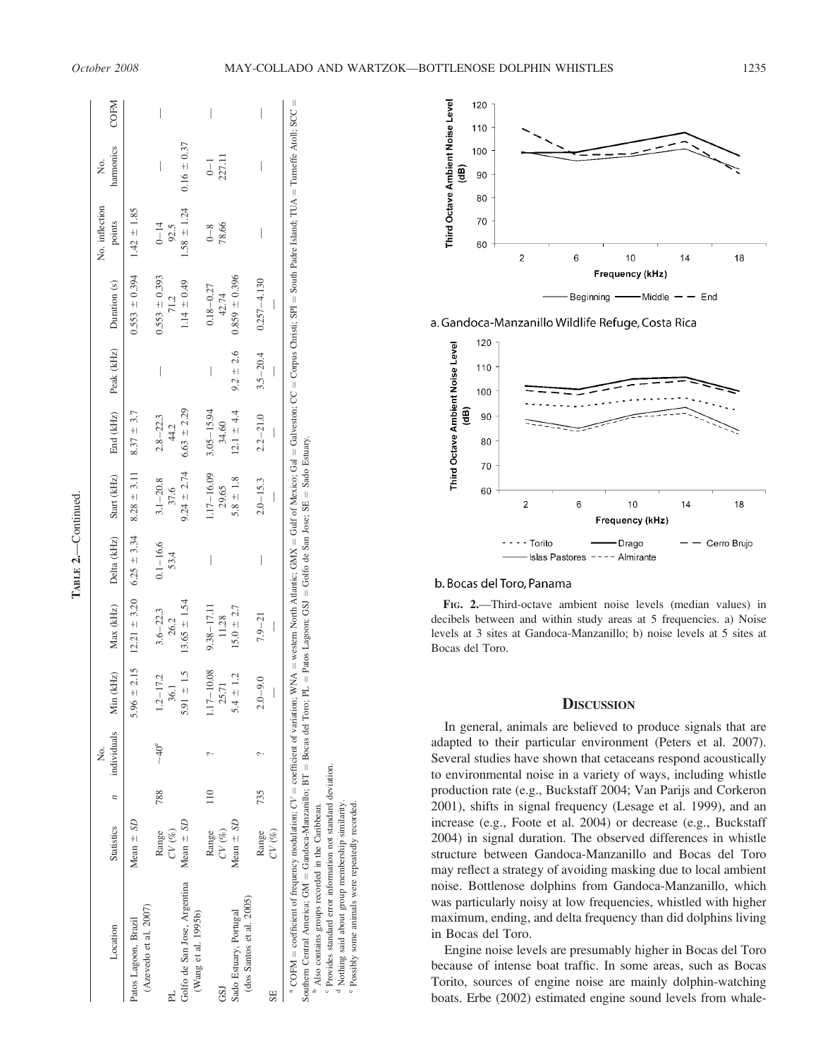TABLE 2.—Continued.

| Location | Statistics | *n* | No. individuals | Min (kHz) | Max (kHz) | Delta (kHz) | Start (kHz) | End (kHz) | Peak (kHz) | Duration (s) | No. inflection points | No. harmonics | COFM |
|---|---|---|---|---|---|---|---|---|---|---|---|---|---|
| Patos Lagoon, Brazil (Azevedo et al. 2007) | Mean ± *SD* | | | 5.96 ± 2.15 | 12.21 ± 3.20 | 6.25 ± 3.34 | 8.28 ± 3.11 | 8.37 ± 3.7 | | 0.553 ± 0.394 | 1.42 ± 1.85 | | |
| | Range | 788 | ~40[e] | 1.2–17.2 | 3.6–22.3 | 0.1–16.6 | 3.1–20.8 | 2.8–22.3 | — | 0.553 ± 0.393 | 0–14 | — | — |
| PL | *CV* (%) | | | 36.1 | 26.2 | 53.4 | 37.6 | 44.2 | | 71.2 | 92.5 | | |
| Golfo de San Jose, Argentina (Wang et al. 1995b) | Mean ± *SD* | | | 5.91 ± 1.5 | 13.65 ± 1.54 | | 9.24 ± 2.74 | 6.63 ± 2.29 | | 1.14 ± 0.49 | 1.58 ± 1.24 | 0.16 ± 0.37 | |
| | Range | 110 | ? | 1.17–10.08 | 9.38–17.11 | — | 1.17–16.09 | 3.05–15.94 | — | 0.18–0.27 | 0–8 | 0–1 | — |
| GSJ | *CV* (%) | | | 25.71 | 11.28 | | 29.65 | 34.60 | | 42.74 | 78.66 | 227.11 | |
| Sado Estuary, Portugal (dos Santos et al. 2005) | Mean ± *SD* | | | 5.4 ± 1.2 | 15.0 ± 2.7 | | 5.8 ± 1.8 | 12.1 ± 4.4 | 9.2 ± 2.6 | 0.859 ± 0.396 | | | |
| | Range | 735 | ? | 2.0–9.0 | 7.9–21 | — | 2.0–15.3 | 2.2–21.0 | 3.5–20.4 | 0.257–4.130 | — | — | — |
| SE | *CV* (%) | | | — | — | | — | — | — | — | | | |

[a] COFM = coefficient of frequency modulation; *CV* = coefficient of variation; WNA = western North Atlantic; GMX = Gulf of Mexico; Gal = Galveston; CC = Corpus Christi; SPI = South Padre Island; TUA = Turneffe Atoll; SCC = Southern Central America; GM = Gandoca-Manzanillo; BT = Bocas del Toro; PL = Patos Lagoon; GSJ = Golfo de San Jose; SE = Sado Estuary.
[b] Also contains groups recorded in the Caribbean.
[c] Provides standard error information not standard deviation.
[d] Nothing said about group membership similarity.
[e] Possibly some animals were repeatedly recorded.

FIG. 2.—Third-octave ambient noise levels (median values) in decibels between and within study areas at 5 frequencies. a) Noise levels at 3 sites at Gandoca-Manzanillo; b) noise levels at 5 sites at Bocas del Toro.

## DISCUSSION

In general, animals are believed to produce signals that are adapted to their particular environment (Peters et al. 2007). Several studies have shown that cetaceans respond acoustically to environmental noise in a variety of ways, including whistle production rate (e.g., Buckstaff 2004; Van Parijs and Corkeron 2001), shifts in signal frequency (Lesage et al. 1999), and an increase (e.g., Foote et al. 2004) or decrease (e.g., Buckstaff 2004) in signal duration. The observed differences in whistle structure between Gandoca-Manzanillo and Bocas del Toro may reflect a strategy of avoiding masking due to local ambient noise. Bottlenose dolphins from Gandoca-Manzanillo, which was particularly noisy at low frequencies, whistled with higher maximum, ending, and delta frequency than did dolphins living in Bocas del Toro.

Engine noise levels are presumably higher in Bocas del Toro because of intense boat traffic. In some areas, such as Bocas Torito, sources of engine noise are mainly dolphin-watching boats. Erbe (2002) estimated engine sound levels from whale-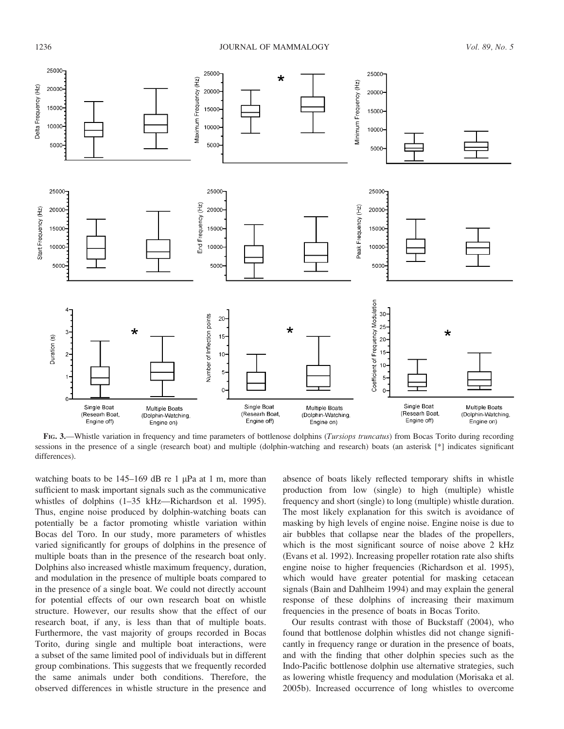FIG. 3.—Whistle variation in frequency and time parameters of bottlenose dolphins (*Tursiops truncatus*) from Bocas Torito during recording sessions in the presence of a single (research boat) and multiple (dolphin-watching and research) boats (an asterisk [*] indicates significant differences).

watching boats to be 145–169 dB re 1 μPa at 1 m, more than sufficient to mask important signals such as the communicative whistles of dolphins (1–35 kHz—Richardson et al. 1995). Thus, engine noise produced by dolphin-watching boats can potentially be a factor promoting whistle variation within Bocas del Toro. In our study, more parameters of whistles varied significantly for groups of dolphins in the presence of multiple boats than in the presence of the research boat only. Dolphins also increased whistle maximum frequency, duration, and modulation in the presence of multiple boats compared to in the presence of a single boat. We could not directly account for potential effects of our own research boat on whistle structure. However, our results show that the effect of our research boat, if any, is less than that of multiple boats. Furthermore, the vast majority of groups recorded in Bocas Torito, during single and multiple boat interactions, were a subset of the same limited pool of individuals but in different group combinations. This suggests that we frequently recorded the same animals under both conditions. Therefore, the observed differences in whistle structure in the presence and absence of boats likely reflected temporary shifts in whistle production from low (single) to high (multiple) whistle frequency and short (single) to long (multiple) whistle duration. The most likely explanation for this switch is avoidance of masking by high levels of engine noise. Engine noise is due to air bubbles that collapse near the blades of the propellers, which is the most significant source of noise above 2 kHz (Evans et al. 1992). Increasing propeller rotation rate also shifts engine noise to higher frequencies (Richardson et al. 1995), which would have greater potential for masking cetacean signals (Bain and Dahlheim 1994) and may explain the general response of these dolphins of increasing their maximum frequencies in the presence of boats in Bocas Torito.

Our results contrast with those of Buckstaff (2004), who found that bottlenose dolphin whistles did not change significantly in frequency range or duration in the presence of boats, and with the finding that other dolphin species such as the Indo-Pacific bottlenose dolphin use alternative strategies, such as lowering whistle frequency and modulation (Morisaka et al. 2005b). Increased occurrence of long whistles to overcome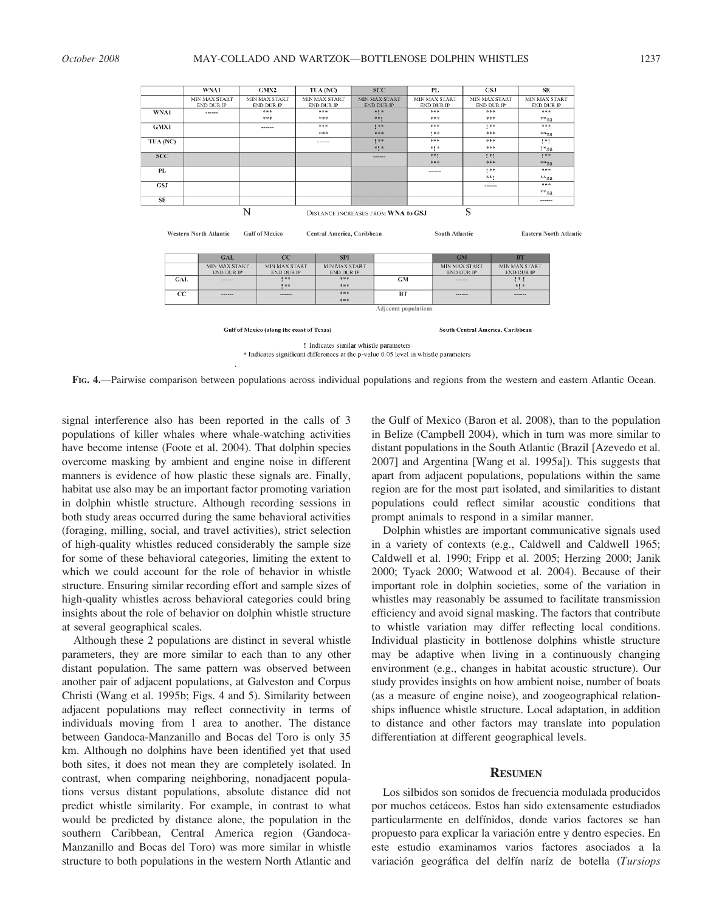| | WNA1 | GMX2 | TUA (NC) | SCC | PL | GSJ | SE |
|---|---|---|---|---|---|---|---|
| | MIN MAX START END DUR IP | MIN MAX START END DUR IP | MIN MAX START END DUR IP | MIN MAX START END DUR IP | MIN MAX START END DUR IP | MIN MAX START END DUR IP | MIN MAX START END DUR IP |
| WNA1 | ------ | *** *** | *** *** | *!* *!! | *** *** | *** *** | *** **na |
| GMX1 | | ------ | *** *** | !** *** | *** !** | !** *** | *** **na |
| TUA (NC) | | | ------ | !** *!* | *** *!* | *** *** | !*! !*na |
| SCC | | | | ------ | **! *** | !*! *** | !** **na |
| PL | | | | | ------ | !** **! | *** **na |
| GSJ | | | | | | ------ | *** **na |
| SE | | | | | | | ------ |

N — DISTANCE INCREASES FROM WNA to GSJ — S

Western North Atlantic — Gulf of Mexico — Central America, Caribbean — South Atlantic — Eastern North Atlantic

| | GAL | CC | SPI | | GM | BT |
|---|---|---|---|---|---|---|
| | MIN MAX START END DUR IP | MIN MAX START END DUR IP | MIN MAX START END DUR IP | | MIN MAX START END DUR IP | MIN MAX START END DUR IP |
| GAL | ------ | !** !** | *** *** | GM | ------ | !*! *!* |
| CC | ------ | ------ | *** *** | BT | ------ | ------ |

Adjacent populations

Gulf of Mexico (along the coast of Texas) — South Central America, Caribbean

! Indicates similar whistle parameters
* Indicates significant differences at the p-value 0.05 level in whistle parameters

FIG. 4.—Pairwise comparison between populations across individual populations and regions from the western and eastern Atlantic Ocean.

signal interference also has been reported in the calls of 3 populations of killer whales where whale-watching activities have become intense (Foote et al. 2004). That dolphin species overcome masking by ambient and engine noise in different manners is evidence of how plastic these signals are. Finally, habitat use also may be an important factor promoting variation in dolphin whistle structure. Although recording sessions in both study areas occurred during the same behavioral activities (foraging, milling, social, and travel activities), strict selection of high-quality whistles reduced considerably the sample size for some of these behavioral categories, limiting the extent to which we could account for the role of behavior in whistle structure. Ensuring similar recording effort and sample sizes of high-quality whistles across behavioral categories could bring insights about the role of behavior on dolphin whistle structure at several geographical scales.

Although these 2 populations are distinct in several whistle parameters, they are more similar to each than to any other distant population. The same pattern was observed between another pair of adjacent populations, at Galveston and Corpus Christi (Wang et al. 1995b; Figs. 4 and 5). Similarity between adjacent populations may reflect connectivity in terms of individuals moving from 1 area to another. The distance between Gandoca-Manzanillo and Bocas del Toro is only 35 km. Although no dolphins have been identified yet that used both sites, it does not mean they are completely isolated. In contrast, when comparing neighboring, nonadjacent populations versus distant populations, absolute distance did not predict whistle similarity. For example, in contrast to what would be predicted by distance alone, the population in the southern Caribbean, Central America region (Gandoca-Manzanillo and Bocas del Toro) was more similar in whistle structure to both populations in the western North Atlantic and the Gulf of Mexico (Baron et al. 2008), than to the population in Belize (Campbell 2004), which in turn was more similar to distant populations in the South Atlantic (Brazil [Azevedo et al. 2007] and Argentina [Wang et al. 1995a]). This suggests that apart from adjacent populations, populations within the same region are for the most part isolated, and similarities to distant populations could reflect similar acoustic conditions that prompt animals to respond in a similar manner.

Dolphin whistles are important communicative signals used in a variety of contexts (e.g., Caldwell and Caldwell 1965; Caldwell et al. 1990; Fripp et al. 2005; Herzing 2000; Janik 2000; Tyack 2000; Watwood et al. 2004). Because of their important role in dolphin societies, some of the variation in whistles may reasonably be assumed to facilitate transmission efficiency and avoid signal masking. The factors that contribute to whistle variation may differ reflecting local conditions. Individual plasticity in bottlenose dolphins whistle structure may be adaptive when living in a continuously changing environment (e.g., changes in habitat acoustic structure). Our study provides insights on how ambient noise, number of boats (as a measure of engine noise), and zoogeographical relationships influence whistle structure. Local adaptation, in addition to distance and other factors may translate into population differentiation at different geographical levels.

## RESUMEN

Los silbidos son sonidos de frecuencia modulada producidos por muchos cetáceos. Estos han sido extensamente estudiados particularmente en delfínidos, donde varios factores se han propuesto para explicar la variación entre y dentro especies. En este estudio examinamos varios factores asociados a la variación geográfica del delfín naríz de botella (*Tursiops*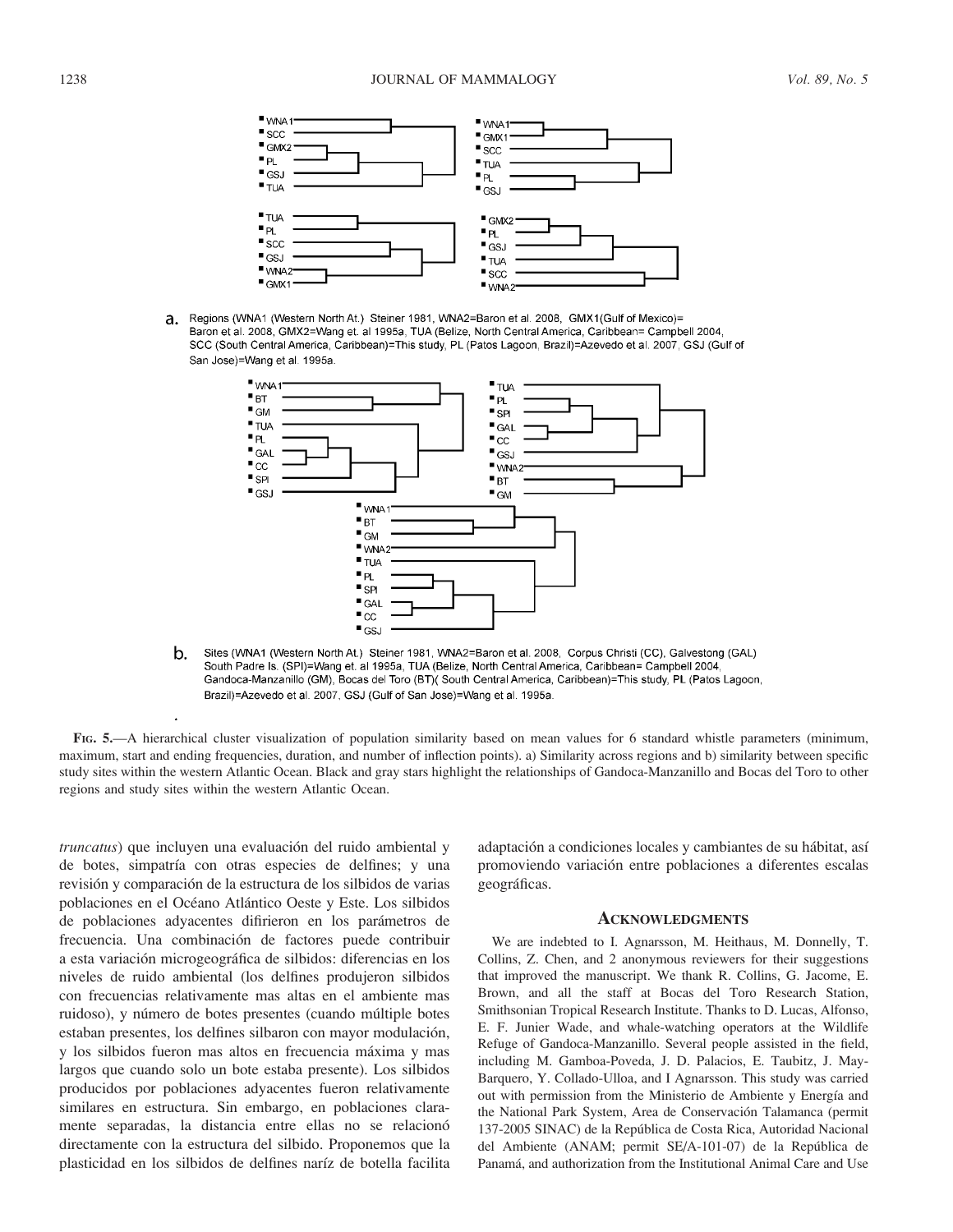WNA1
SCC
GMX2
PL
GSJ
TUA

WNA1
GMX1
SCC
TUA
PL
GSJ

TUA
PL
SCC
GSJ
WNA2
GMX1

GMX2
PL
GSJ
TUA
SCC
WNA2

a. Regions (WNA1 (Western North At.) Steiner 1981, WNA2=Baron et al. 2008, GMX1(Gulf of Mexico)= Baron et al. 2008, GMX2=Wang et. al 1995a, TUA (Belize, North Central America, Caribbean= Campbell 2004, SCC (South Central America, Caribbean)=This study, PL (Patos Lagoon, Brazil)=Azevedo et al. 2007, GSJ (Gulf of San Jose)=Wang et al. 1995a.

WNA1
BT
GM
TUA
PL
GAL
CC
SPI
GSJ

TUA
PL
SPI
GAL
CC
GSJ
WNA2
BT
GM

WNA1
BT
GM
WNA2
TUA
PL
SPI
GAL
CC
GSJ

b. Sites (WNA1 (Western North At.) Steiner 1981, WNA2=Baron et al. 2008, Corpus Christi (CC), Galvestong (GAL) South Padre Is. (SPI)=Wang et. al 1995a, TUA (Belize, North Central America, Caribbean= Campbell 2004, Gandoca-Manzanillo (GM), Bocas del Toro (BT)( South Central America, Caribbean)=This study, PL (Patos Lagoon, Brazil)=Azevedo et al. 2007, GSJ (Gulf of San Jose)=Wang et al. 1995a.

**Fig. 5.**—A hierarchical cluster visualization of population similarity based on mean values for 6 standard whistle parameters (minimum, maximum, start and ending frequencies, duration, and number of inflection points). a) Similarity across regions and b) similarity between specific study sites within the western Atlantic Ocean. Black and gray stars highlight the relationships of Gandoca-Manzanillo and Bocas del Toro to other regions and study sites within the western Atlantic Ocean.

*truncatus*) que incluyen una evaluación del ruido ambiental y de botes, simpatría con otras especies de delfines; y una revisión y comparación de la estructura de los silbidos de varias poblaciones en el Océano Atlántico Oeste y Este. Los silbidos de poblaciones adyacentes difirieron en los parámetros de frecuencia. Una combinación de factores puede contribuir a esta variación microgeográfica de silbidos: diferencias en los niveles de ruido ambiental (los delfines produjeron silbidos con frecuencias relativamente mas altas en el ambiente mas ruidoso), y número de botes presentes (cuando múltiple botes estaban presentes, los delfines silbaron con mayor modulación, y los silbidos fueron mas altos en frecuencia máxima y mas largos que cuando solo un bote estaba presente). Los silbidos producidos por poblaciones adyacentes fueron relativamente similares en estructura. Sin embargo, en poblaciones claramente separadas, la distancia entre ellas no se relacionó directamente con la estructura del silbido. Proponemos que la plasticidad en los silbidos de delfines naríz de botella facilita adaptación a condiciones locales y cambiantes de su hábitat, así promoviendo variación entre poblaciones a diferentes escalas geográficas.

## Acknowledgments

We are indebted to I. Agnarsson, M. Heithaus, M. Donnelly, T. Collins, Z. Chen, and 2 anonymous reviewers for their suggestions that improved the manuscript. We thank R. Collins, G. Jacome, E. Brown, and all the staff at Bocas del Toro Research Station, Smithsonian Tropical Research Institute. Thanks to D. Lucas, Alfonso, E. F. Junier Wade, and whale-watching operators at the Wildlife Refuge of Gandoca-Manzanillo. Several people assisted in the field, including M. Gamboa-Poveda, J. D. Palacios, E. Taubitz, J. May-Barquero, Y. Collado-Ulloa, and I Agnarsson. This study was carried out with permission from the Ministerio de Ambiente y Energía and the National Park System, Area de Conservación Talamanca (permit 137-2005 SINAC) de la República de Costa Rica, Autoridad Nacional del Ambiente (ANAM; permit SE/A-101-07) de la República de Panamá, and authorization from the Institutional Animal Care and Use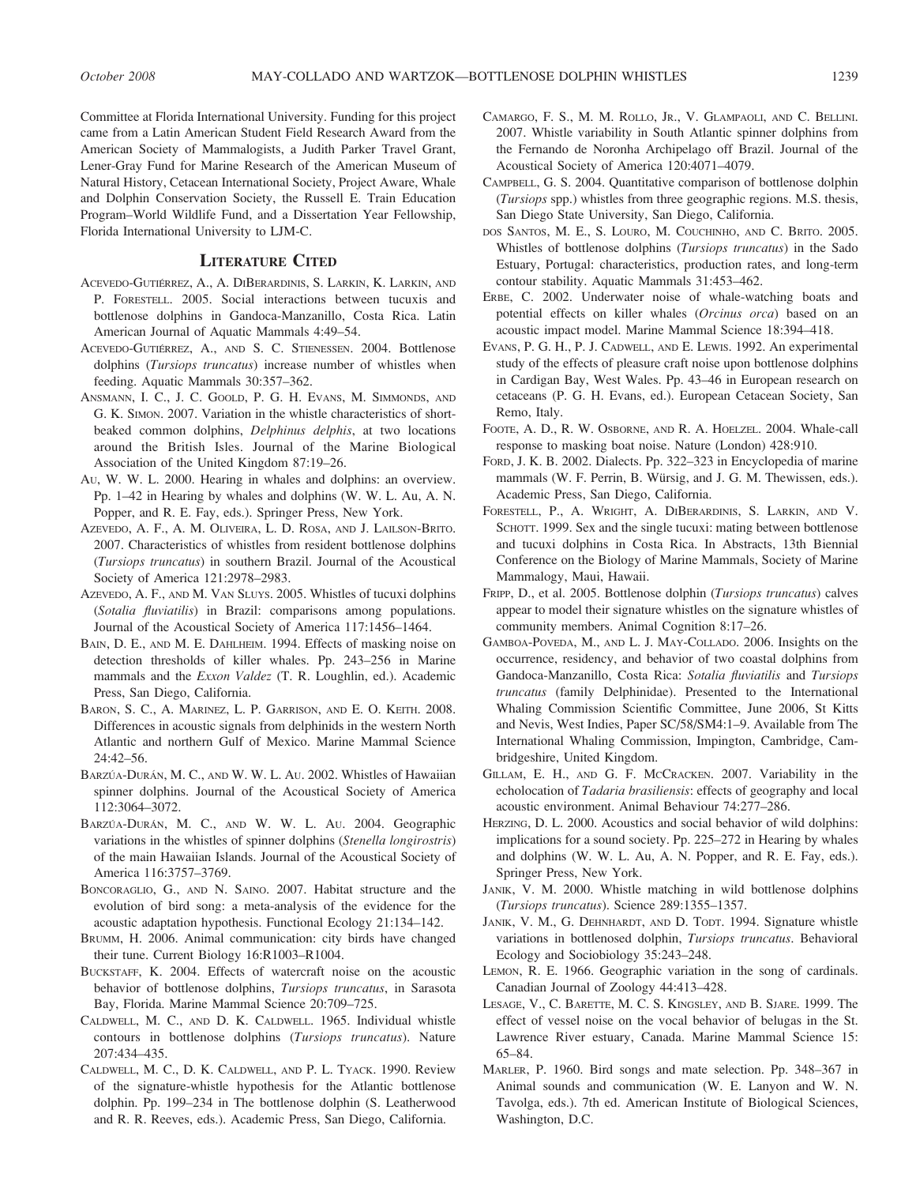Committee at Florida International University. Funding for this project came from a Latin American Student Field Research Award from the American Society of Mammalogists, a Judith Parker Travel Grant, Lener-Gray Fund for Marine Research of the American Museum of Natural History, Cetacean International Society, Project Aware, Whale and Dolphin Conservation Society, the Russell E. Train Education Program–World Wildlife Fund, and a Dissertation Year Fellowship, Florida International University to LJM-C.

## Literature Cited

Acevedo-Gutiérrez, A., A. DiBerardinis, S. Larkin, K. Larkin, and P. Forestell. 2005. Social interactions between tucuxis and bottlenose dolphins in Gandoca-Manzanillo, Costa Rica. Latin American Journal of Aquatic Mammals 4:49–54.

Acevedo-Gutiérrez, A., and S. C. Stienessen. 2004. Bottlenose dolphins (*Tursiops truncatus*) increase number of whistles when feeding. Aquatic Mammals 30:357–362.

Ansmann, I. C., J. C. Goold, P. G. H. Evans, M. Simmonds, and G. K. Simon. 2007. Variation in the whistle characteristics of short-beaked common dolphins, *Delphinus delphis*, at two locations around the British Isles. Journal of the Marine Biological Association of the United Kingdom 87:19–26.

Au, W. W. L. 2000. Hearing in whales and dolphins: an overview. Pp. 1–42 in Hearing by whales and dolphins (W. W. L. Au, A. N. Popper, and R. E. Fay, eds.). Springer Press, New York.

Azevedo, A. F., A. M. Oliveira, L. D. Rosa, and J. Lailson-Brito. 2007. Characteristics of whistles from resident bottlenose dolphins (*Tursiops truncatus*) in southern Brazil. Journal of the Acoustical Society of America 121:2978–2983.

Azevedo, A. F., and M. Van Sluys. 2005. Whistles of tucuxi dolphins (*Sotalia fluviatilis*) in Brazil: comparisons among populations. Journal of the Acoustical Society of America 117:1456–1464.

Bain, D. E., and M. E. Dahlheim. 1994. Effects of masking noise on detection thresholds of killer whales. Pp. 243–256 in Marine mammals and the *Exxon Valdez* (T. R. Loughlin, ed.). Academic Press, San Diego, California.

Baron, S. C., A. Marinez, L. P. Garrison, and E. O. Keith. 2008. Differences in acoustic signals from delphinids in the western North Atlantic and northern Gulf of Mexico. Marine Mammal Science 24:42–56.

Barzúa-Durán, M. C., and W. W. L. Au. 2002. Whistles of Hawaiian spinner dolphins. Journal of the Acoustical Society of America 112:3064–3072.

Barzúa-Durán, M. C., and W. W. L. Au. 2004. Geographic variations in the whistles of spinner dolphins (*Stenella longirostris*) of the main Hawaiian Islands. Journal of the Acoustical Society of America 116:3757–3769.

Boncoraglio, G., and N. Saino. 2007. Habitat structure and the evolution of bird song: a meta-analysis of the evidence for the acoustic adaptation hypothesis. Functional Ecology 21:134–142.

Brumm, H. 2006. Animal communication: city birds have changed their tune. Current Biology 16:R1003–R1004.

Buckstaff, K. 2004. Effects of watercraft noise on the acoustic behavior of bottlenose dolphins, *Tursiops truncatus*, in Sarasota Bay, Florida. Marine Mammal Science 20:709–725.

Caldwell, M. C., and D. K. Caldwell. 1965. Individual whistle contours in bottlenose dolphins (*Tursiops truncatus*). Nature 207:434–435.

Caldwell, M. C., D. K. Caldwell, and P. L. Tyack. 1990. Review of the signature-whistle hypothesis for the Atlantic bottlenose dolphin. Pp. 199–234 in The bottlenose dolphin (S. Leatherwood and R. R. Reeves, eds.). Academic Press, San Diego, California.

Camargo, F. S., M. M. Rollo, Jr., V. Glampaoli, and C. Bellini. 2007. Whistle variability in South Atlantic spinner dolphins from the Fernando de Noronha Archipelago off Brazil. Journal of the Acoustical Society of America 120:4071–4079.

Campbell, G. S. 2004. Quantitative comparison of bottlenose dolphin (*Tursiops* spp.) whistles from three geographic regions. M.S. thesis, San Diego State University, San Diego, California.

dos Santos, M. E., S. Louro, M. Couchinho, and C. Brito. 2005. Whistles of bottlenose dolphins (*Tursiops truncatus*) in the Sado Estuary, Portugal: characteristics, production rates, and long-term contour stability. Aquatic Mammals 31:453–462.

Erbe, C. 2002. Underwater noise of whale-watching boats and potential effects on killer whales (*Orcinus orca*) based on an acoustic impact model. Marine Mammal Science 18:394–418.

Evans, P. G. H., P. J. Cadwell, and E. Lewis. 1992. An experimental study of the effects of pleasure craft noise upon bottlenose dolphins in Cardigan Bay, West Wales. Pp. 43–46 in European research on cetaceans (P. G. H. Evans, ed.). European Cetacean Society, San Remo, Italy.

Foote, A. D., R. W. Osborne, and R. A. Hoelzel. 2004. Whale-call response to masking boat noise. Nature (London) 428:910.

Ford, J. K. B. 2002. Dialects. Pp. 322–323 in Encyclopedia of marine mammals (W. F. Perrin, B. Würsig, and J. G. M. Thewissen, eds.). Academic Press, San Diego, California.

Forestell, P., A. Wright, A. DiBerardinis, S. Larkin, and V. Schott. 1999. Sex and the single tucuxi: mating between bottlenose and tucuxi dolphins in Costa Rica. In Abstracts, 13th Biennial Conference on the Biology of Marine Mammals, Society of Marine Mammalogy, Maui, Hawaii.

Fripp, D., et al. 2005. Bottlenose dolphin (*Tursiops truncatus*) calves appear to model their signature whistles on the signature whistles of community members. Animal Cognition 8:17–26.

Gamboa-Poveda, M., and L. J. May-Collado. 2006. Insights on the occurrence, residency, and behavior of two coastal dolphins from Gandoca-Manzanillo, Costa Rica: *Sotalia fluviatilis* and *Tursiops truncatus* (family Delphinidae). Presented to the International Whaling Commission Scientific Committee, June 2006, St Kitts and Nevis, West Indies, Paper SC/58/SM4:1–9. Available from The International Whaling Commission, Impington, Cambridge, Cambridgeshire, United Kingdom.

Gillam, E. H., and G. F. McCracken. 2007. Variability in the echolocation of *Tadaria brasiliensis*: effects of geography and local acoustic environment. Animal Behaviour 74:277–286.

Herzing, D. L. 2000. Acoustics and social behavior of wild dolphins: implications for a sound society. Pp. 225–272 in Hearing by whales and dolphins (W. W. L. Au, A. N. Popper, and R. E. Fay, eds.). Springer Press, New York.

Janik, V. M. 2000. Whistle matching in wild bottlenose dolphins (*Tursiops truncatus*). Science 289:1355–1357.

Janik, V. M., G. Dehnhardt, and D. Todt. 1994. Signature whistle variations in bottlenosed dolphin, *Tursiops truncatus*. Behavioral Ecology and Sociobiology 35:243–248.

Lemon, R. E. 1966. Geographic variation in the song of cardinals. Canadian Journal of Zoology 44:413–428.

Lesage, V., C. Barette, M. C. S. Kingsley, and B. Sjare. 1999. The effect of vessel noise on the vocal behavior of belugas in the St. Lawrence River estuary, Canada. Marine Mammal Science 15: 65–84.

Marler, P. 1960. Bird songs and mate selection. Pp. 348–367 in Animal sounds and communication (W. E. Lanyon and W. N. Tavolga, eds.). 7th ed. American Institute of Biological Sciences, Washington, D.C.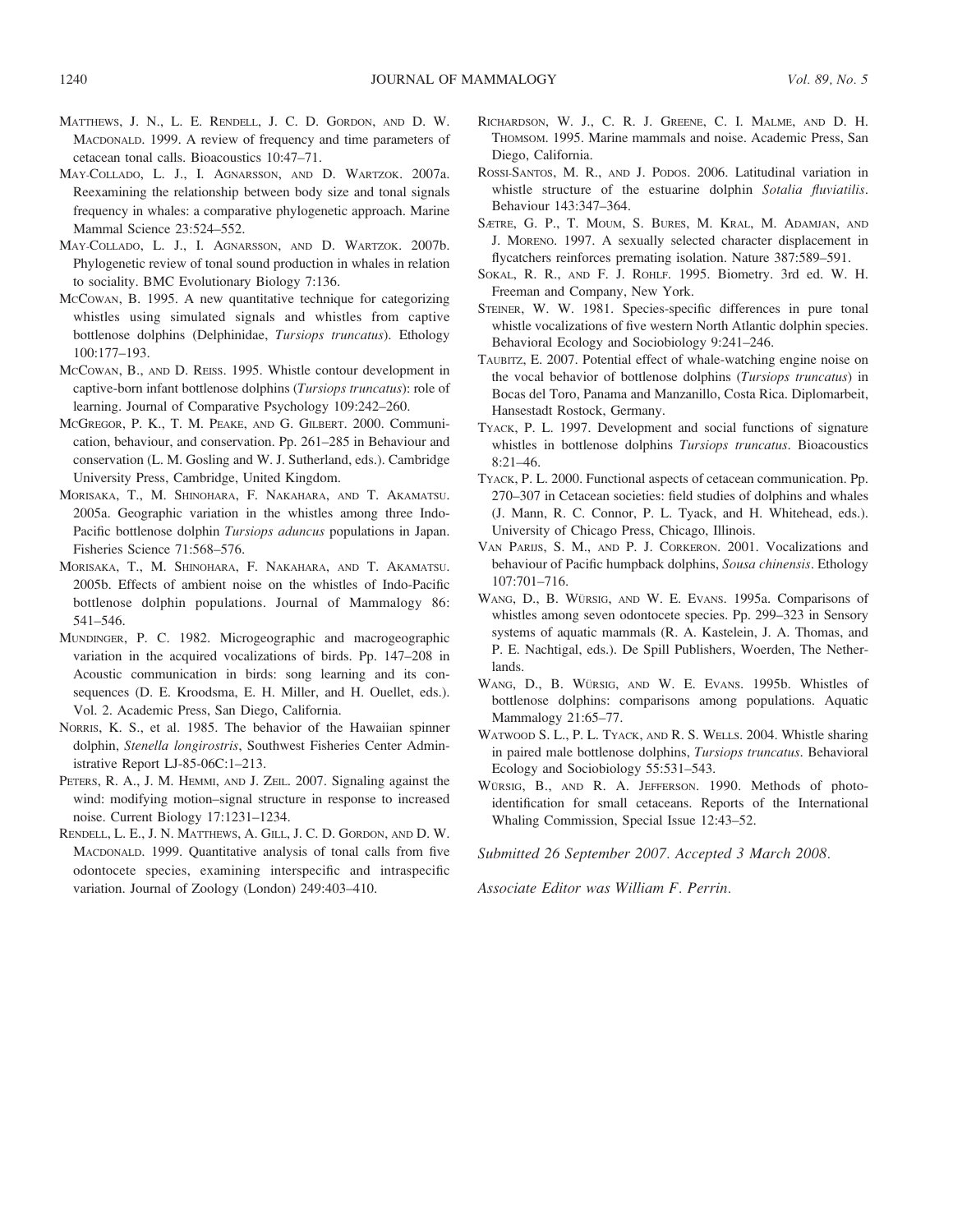MATTHEWS, J. N., L. E. RENDELL, J. C. D. GORDON, AND D. W. MACDONALD. 1999. A review of frequency and time parameters of cetacean tonal calls. Bioacoustics 10:47–71.

MAY-COLLADO, L. J., I. AGNARSSON, AND D. WARTZOK. 2007a. Reexamining the relationship between body size and tonal signals frequency in whales: a comparative phylogenetic approach. Marine Mammal Science 23:524–552.

MAY-COLLADO, L. J., I. AGNARSSON, AND D. WARTZOK. 2007b. Phylogenetic review of tonal sound production in whales in relation to sociality. BMC Evolutionary Biology 7:136.

MCCOWAN, B. 1995. A new quantitative technique for categorizing whistles using simulated signals and whistles from captive bottlenose dolphins (Delphinidae, *Tursiops truncatus*). Ethology 100:177–193.

MCCOWAN, B., AND D. REISS. 1995. Whistle contour development in captive-born infant bottlenose dolphins (*Tursiops truncatus*): role of learning. Journal of Comparative Psychology 109:242–260.

MCGREGOR, P. K., T. M. PEAKE, AND G. GILBERT. 2000. Communication, behaviour, and conservation. Pp. 261–285 in Behaviour and conservation (L. M. Gosling and W. J. Sutherland, eds.). Cambridge University Press, Cambridge, United Kingdom.

MORISAKA, T., M. SHINOHARA, F. NAKAHARA, AND T. AKAMATSU. 2005a. Geographic variation in the whistles among three Indo-Pacific bottlenose dolphin *Tursiops aduncus* populations in Japan. Fisheries Science 71:568–576.

MORISAKA, T., M. SHINOHARA, F. NAKAHARA, AND T. AKAMATSU. 2005b. Effects of ambient noise on the whistles of Indo-Pacific bottlenose dolphin populations. Journal of Mammalogy 86: 541–546.

MUNDINGER, P. C. 1982. Microgeographic and macrogeographic variation in the acquired vocalizations of birds. Pp. 147–208 in Acoustic communication in birds: song learning and its consequences (D. E. Kroodsma, E. H. Miller, and H. Ouellet, eds.). Vol. 2. Academic Press, San Diego, California.

NORRIS, K. S., et al. 1985. The behavior of the Hawaiian spinner dolphin, *Stenella longirostris*, Southwest Fisheries Center Administrative Report LJ-85-06C:1–213.

PETERS, R. A., J. M. HEMMI, AND J. ZEIL. 2007. Signaling against the wind: modifying motion–signal structure in response to increased noise. Current Biology 17:1231–1234.

RENDELL, L. E., J. N. MATTHEWS, A. GILL, J. C. D. GORDON, AND D. W. MACDONALD. 1999. Quantitative analysis of tonal calls from five odontocete species, examining interspecific and intraspecific variation. Journal of Zoology (London) 249:403–410.

RICHARDSON, W. J., C. R. J. GREENE, C. I. MALME, AND D. H. THOMSOM. 1995. Marine mammals and noise. Academic Press, San Diego, California.

ROSSI-SANTOS, M. R., AND J. PODOS. 2006. Latitudinal variation in whistle structure of the estuarine dolphin *Sotalia fluviatilis*. Behaviour 143:347–364.

SÆTRE, G. P., T. MOUM, S. BURES, M. KRAL, M. ADAMJAN, AND J. MORENO. 1997. A sexually selected character displacement in flycatchers reinforces premating isolation. Nature 387:589–591.

SOKAL, R. R., AND F. J. ROHLF. 1995. Biometry. 3rd ed. W. H. Freeman and Company, New York.

STEINER, W. W. 1981. Species-specific differences in pure tonal whistle vocalizations of five western North Atlantic dolphin species. Behavioral Ecology and Sociobiology 9:241–246.

TAUBITZ, E. 2007. Potential effect of whale-watching engine noise on the vocal behavior of bottlenose dolphins (*Tursiops truncatus*) in Bocas del Toro, Panama and Manzanillo, Costa Rica. Diplomarbeit, Hansestadt Rostock, Germany.

TYACK, P. L. 1997. Development and social functions of signature whistles in bottlenose dolphins *Tursiops truncatus*. Bioacoustics 8:21–46.

TYACK, P. L. 2000. Functional aspects of cetacean communication. Pp. 270–307 in Cetacean societies: field studies of dolphins and whales (J. Mann, R. C. Connor, P. L. Tyack, and H. Whitehead, eds.). University of Chicago Press, Chicago, Illinois.

VAN PARIJS, S. M., AND P. J. CORKERON. 2001. Vocalizations and behaviour of Pacific humpback dolphins, *Sousa chinensis*. Ethology 107:701–716.

WANG, D., B. WÜRSIG, AND W. E. EVANS. 1995a. Comparisons of whistles among seven odontocete species. Pp. 299–323 in Sensory systems of aquatic mammals (R. A. Kastelein, J. A. Thomas, and P. E. Nachtigal, eds.). De Spill Publishers, Woerden, The Netherlands.

WANG, D., B. WÜRSIG, AND W. E. EVANS. 1995b. Whistles of bottlenose dolphins: comparisons among populations. Aquatic Mammalogy 21:65–77.

WATWOOD S. L., P. L. TYACK, AND R. S. WELLS. 2004. Whistle sharing in paired male bottlenose dolphins, *Tursiops truncatus*. Behavioral Ecology and Sociobiology 55:531–543.

WÜRSIG, B., AND R. A. JEFFERSON. 1990. Methods of photo-identification for small cetaceans. Reports of the International Whaling Commission, Special Issue 12:43–52.

*Submitted 26 September 2007. Accepted 3 March 2008.*

*Associate Editor was William F. Perrin.*